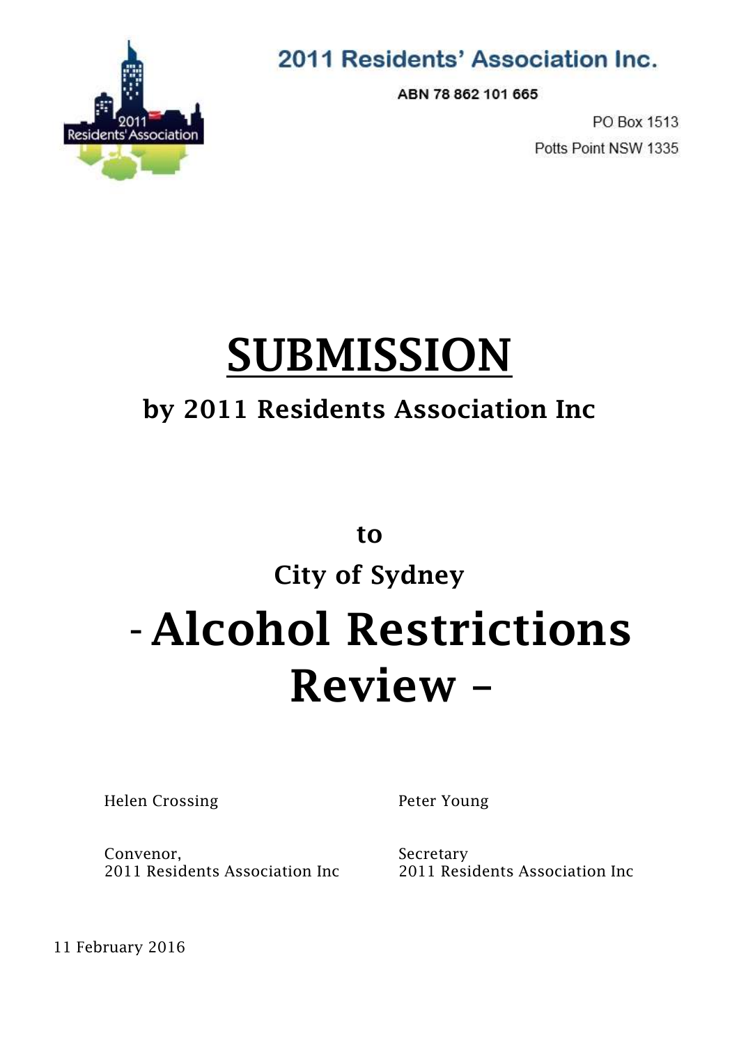2011 Residents' Association Inc.

ABN 78 862 101 665

PO Box 1513
Potts Point NSW 1335

# SUBMISSION

## by 2011 Residents Association Inc

**to**

**City of Sydney**

# - Alcohol Restrictions Review –

| | |
|---|---|
| Helen Crossing | Peter Young |
| Convenor,<br>2011 Residents Association Inc | Secretary<br>2011 Residents Association Inc |

11 February 2016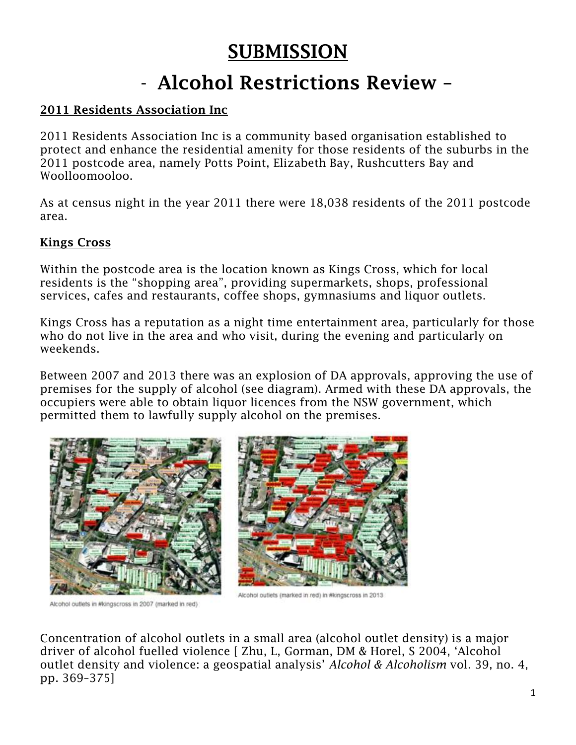# SUBMISSION

# - Alcohol Restrictions Review –

## 2011 Residents Association Inc

2011 Residents Association Inc is a community based organisation established to protect and enhance the residential amenity for those residents of the suburbs in the 2011 postcode area, namely Potts Point, Elizabeth Bay, Rushcutters Bay and Woolloomooloo.

As at census night in the year 2011 there were 18,038 residents of the 2011 postcode area.

## Kings Cross

Within the postcode area is the location known as Kings Cross, which for local residents is the "shopping area", providing supermarkets, shops, professional services, cafes and restaurants, coffee shops, gymnasiums and liquor outlets.

Kings Cross has a reputation as a night time entertainment area, particularly for those who do not live in the area and who visit, during the evening and particularly on weekends.

Between 2007 and 2013 there was an explosion of DA approvals, approving the use of premises for the supply of alcohol (see diagram). Armed with these DA approvals, the occupiers were able to obtain liquor licences from the NSW government, which permitted them to lawfully supply alcohol on the premises.

Alcohol outlets in #kingscross in 2007 (marked in red)

Alcohol outlets (marked in red) in #kingscross in 2013

Concentration of alcohol outlets in a small area (alcohol outlet density) is a major driver of alcohol fuelled violence [ Zhu, L, Gorman, DM & Horel, S 2004, 'Alcohol outlet density and violence: a geospatial analysis' *Alcohol & Alcoholism* vol. 39, no. 4, pp. 369–375]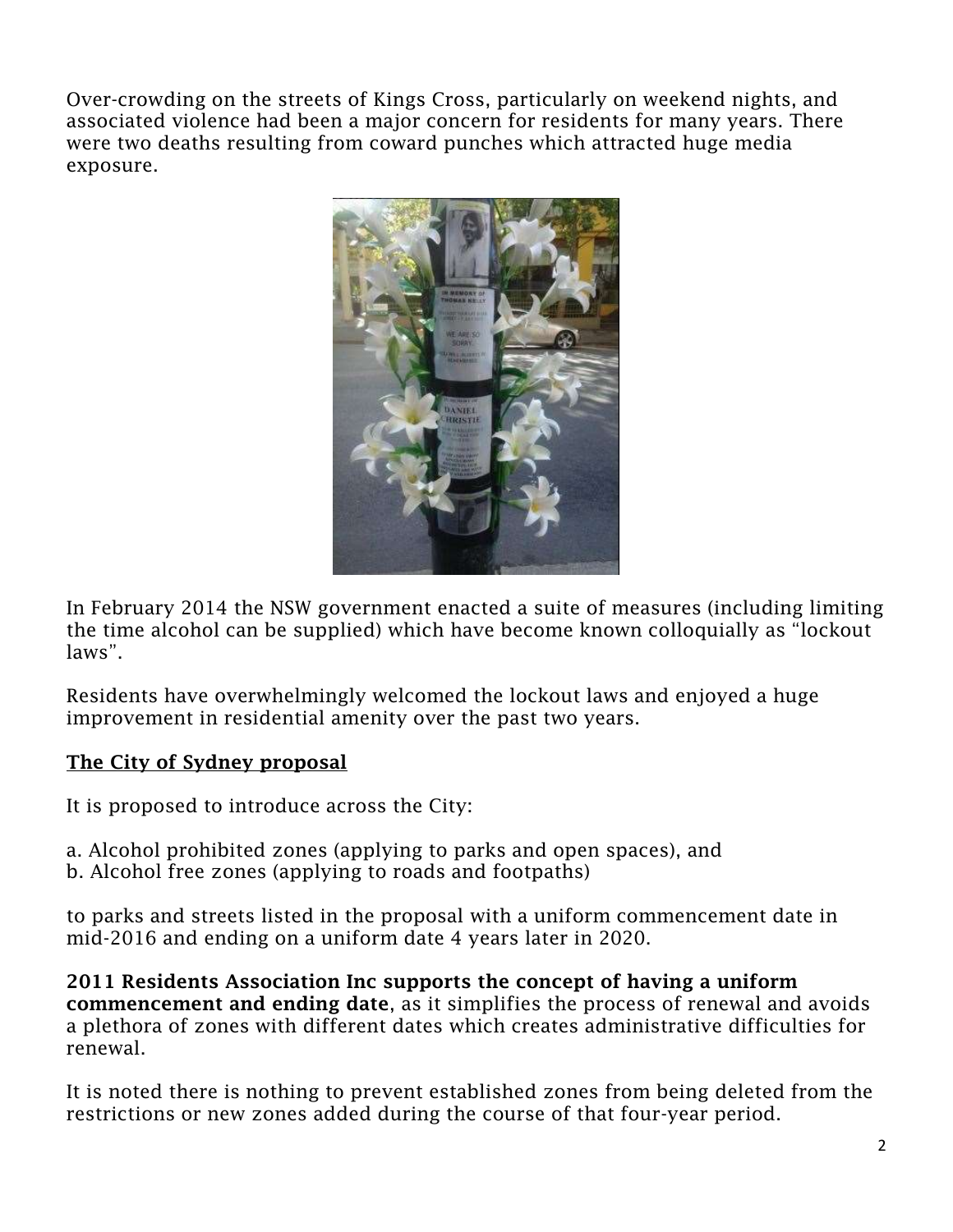Over-crowding on the streets of Kings Cross, particularly on weekend nights, and associated violence had been a major concern for residents for many years. There were two deaths resulting from coward punches which attracted huge media exposure.

In February 2014 the NSW government enacted a suite of measures (including limiting the time alcohol can be supplied) which have become known colloquially as "lockout laws".

Residents have overwhelmingly welcomed the lockout laws and enjoyed a huge improvement in residential amenity over the past two years.

## <u>The City of Sydney proposal</u>

It is proposed to introduce across the City:

a. Alcohol prohibited zones (applying to parks and open spaces), and
b. Alcohol free zones (applying to roads and footpaths)

to parks and streets listed in the proposal with a uniform commencement date in mid-2016 and ending on a uniform date 4 years later in 2020.

**2011 Residents Association Inc supports the concept of having a uniform commencement and ending date**, as it simplifies the process of renewal and avoids a plethora of zones with different dates which creates administrative difficulties for renewal.

It is noted there is nothing to prevent established zones from being deleted from the restrictions or new zones added during the course of that four-year period.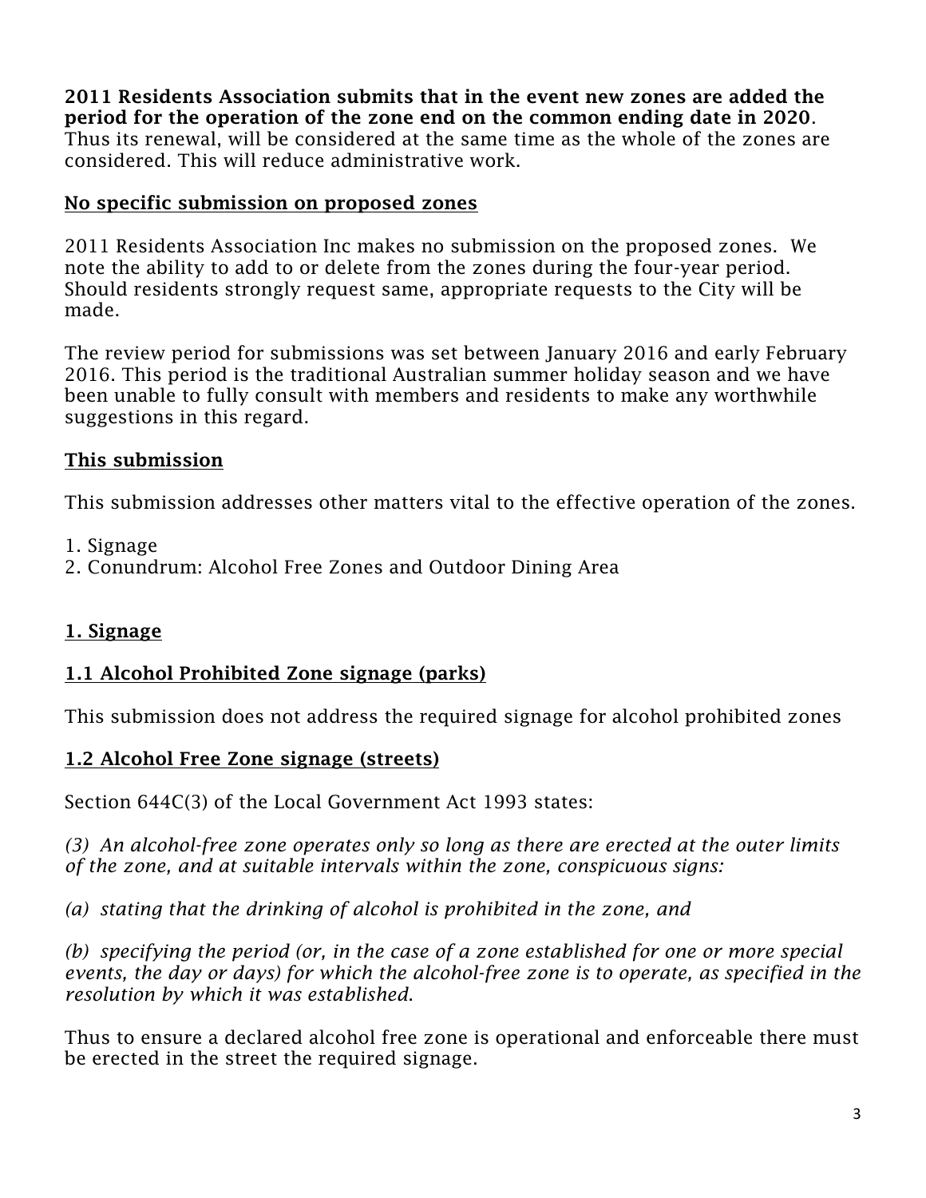**2011 Residents Association submits that in the event new zones are added the period for the operation of the zone end on the common ending date in 2020**. Thus its renewal, will be considered at the same time as the whole of the zones are considered. This will reduce administrative work.

## No specific submission on proposed zones

2011 Residents Association Inc makes no submission on the proposed zones. We note the ability to add to or delete from the zones during the four-year period. Should residents strongly request same, appropriate requests to the City will be made.

The review period for submissions was set between January 2016 and early February 2016. This period is the traditional Australian summer holiday season and we have been unable to fully consult with members and residents to make any worthwhile suggestions in this regard.

## This submission

This submission addresses other matters vital to the effective operation of the zones.

1. Signage
2. Conundrum: Alcohol Free Zones and Outdoor Dining Area

## 1. Signage

### 1.1 Alcohol Prohibited Zone signage (parks)

This submission does not address the required signage for alcohol prohibited zones

### 1.2 Alcohol Free Zone signage (streets)

Section 644C(3) of the Local Government Act 1993 states:

*(3) An alcohol-free zone operates only so long as there are erected at the outer limits of the zone, and at suitable intervals within the zone, conspicuous signs:*

*(a) stating that the drinking of alcohol is prohibited in the zone, and*

*(b) specifying the period (or, in the case of a zone established for one or more special events, the day or days) for which the alcohol-free zone is to operate, as specified in the resolution by which it was established.*

Thus to ensure a declared alcohol free zone is operational and enforceable there must be erected in the street the required signage.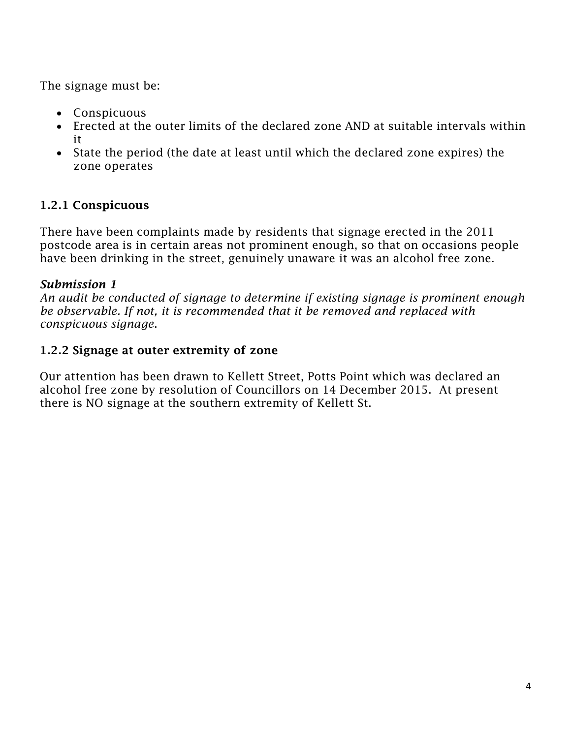The signage must be:

- Conspicuous
- Erected at the outer limits of the declared zone AND at suitable intervals within it
- State the period (the date at least until which the declared zone expires) the zone operates

### 1.2.1 Conspicuous

There have been complaints made by residents that signage erected in the 2011 postcode area is in certain areas not prominent enough, so that on occasions people have been drinking in the street, genuinely unaware it was an alcohol free zone.

***Submission 1***
*An audit be conducted of signage to determine if existing signage is prominent enough be observable. If not, it is recommended that it be removed and replaced with conspicuous signage.*

### 1.2.2 Signage at outer extremity of zone

Our attention has been drawn to Kellett Street, Potts Point which was declared an alcohol free zone by resolution of Councillors on 14 December 2015. At present there is NO signage at the southern extremity of Kellett St.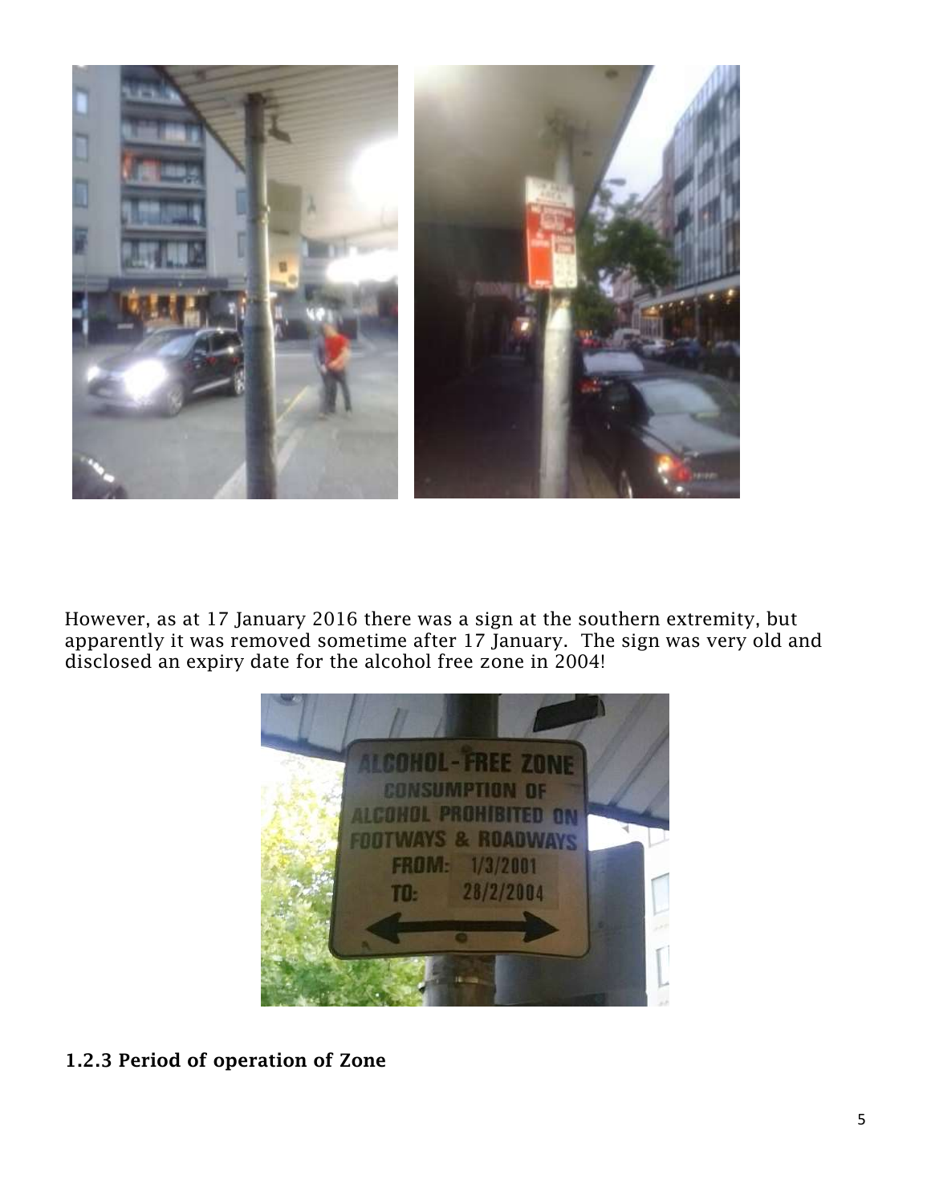However, as at 17 January 2016 there was a sign at the southern extremity, but apparently it was removed sometime after 17 January. The sign was very old and disclosed an expiry date for the alcohol free zone in 2004!

### 1.2.3 Period of operation of Zone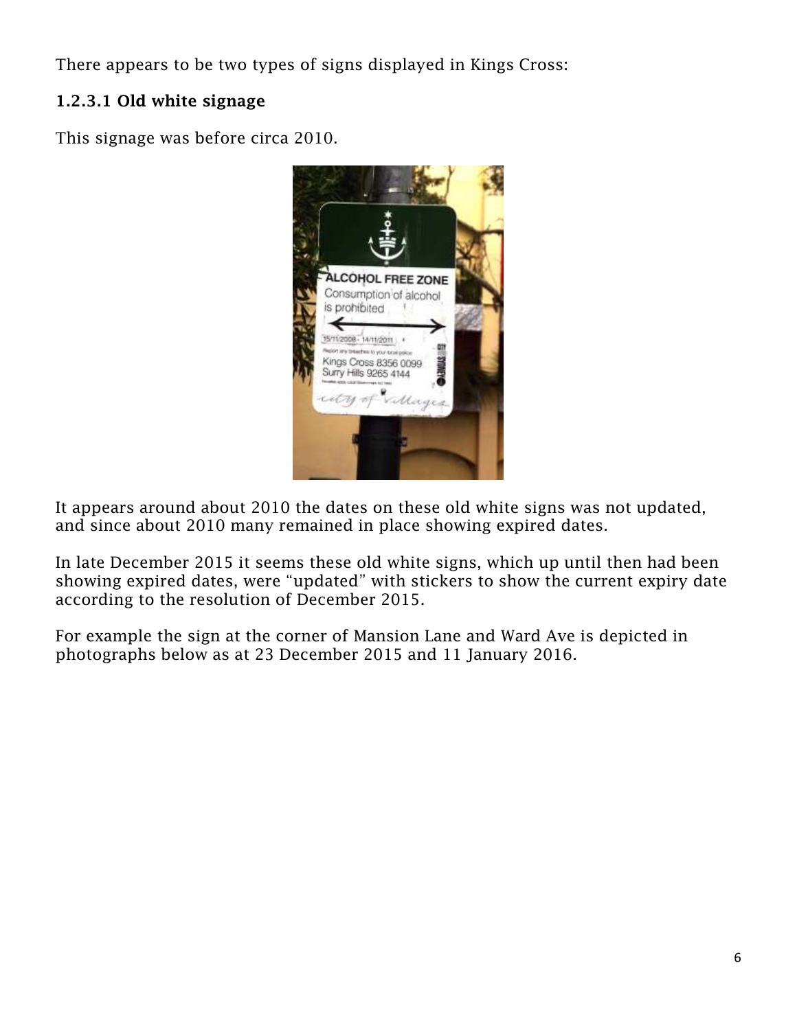There appears to be two types of signs displayed in Kings Cross:

### 1.2.3.1 Old white signage

This signage was before circa 2010.

It appears around about 2010 the dates on these old white signs was not updated, and since about 2010 many remained in place showing expired dates.

In late December 2015 it seems these old white signs, which up until then had been showing expired dates, were “updated” with stickers to show the current expiry date according to the resolution of December 2015.

For example the sign at the corner of Mansion Lane and Ward Ave is depicted in photographs below as at 23 December 2015 and 11 January 2016.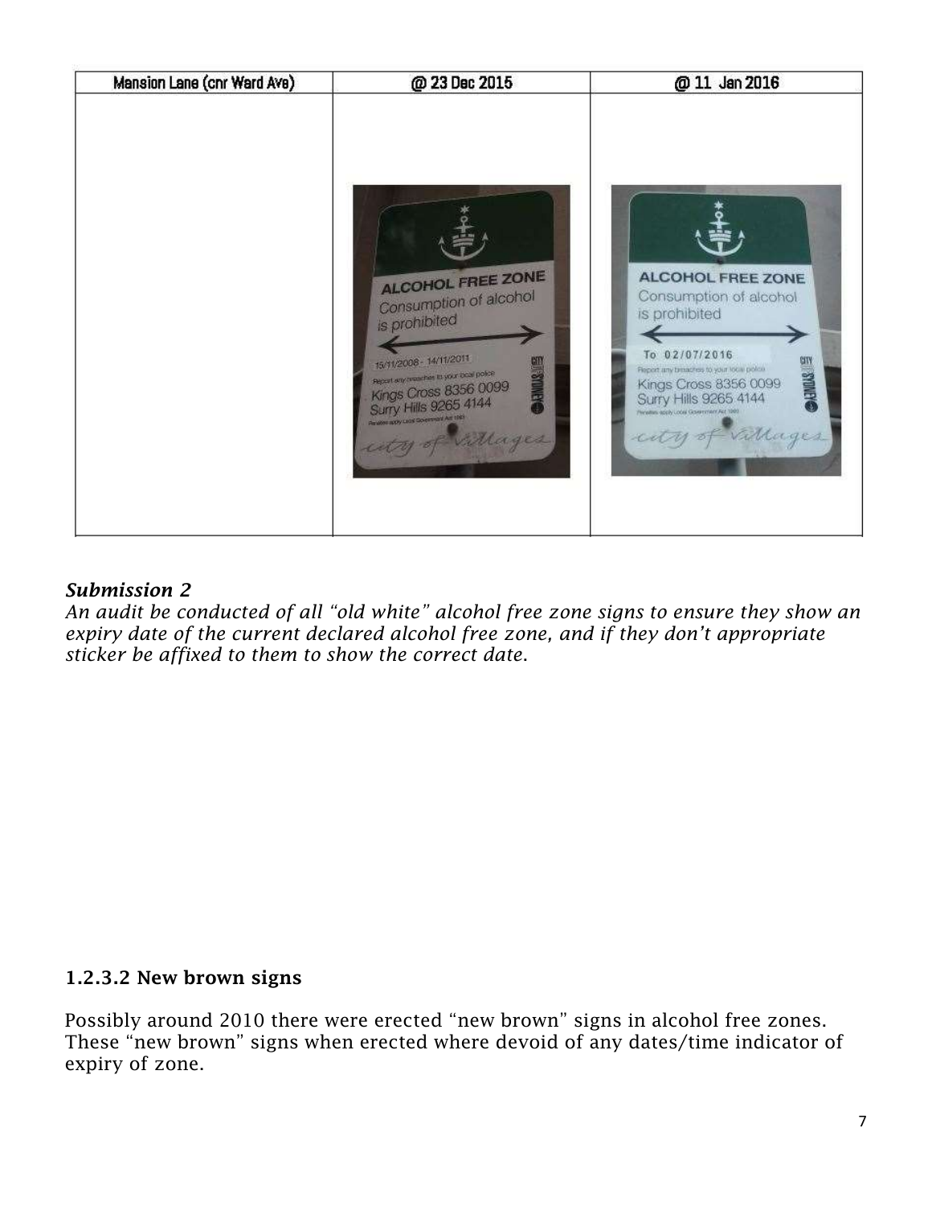| Mansion Lane (cnr Ward Ave) | @ 23 Dec 2015 | @ 11 Jan 2016 |
|---|---|---|
| | | |

***Submission 2***
*An audit be conducted of all "old white" alcohol free zone signs to ensure they show an expiry date of the current declared alcohol free zone, and if they don't appropriate sticker be affixed to them to show the correct date.*

### 1.2.3.2 New brown signs

Possibly around 2010 there were erected "new brown" signs in alcohol free zones. These "new brown" signs when erected where devoid of any dates/time indicator of expiry of zone.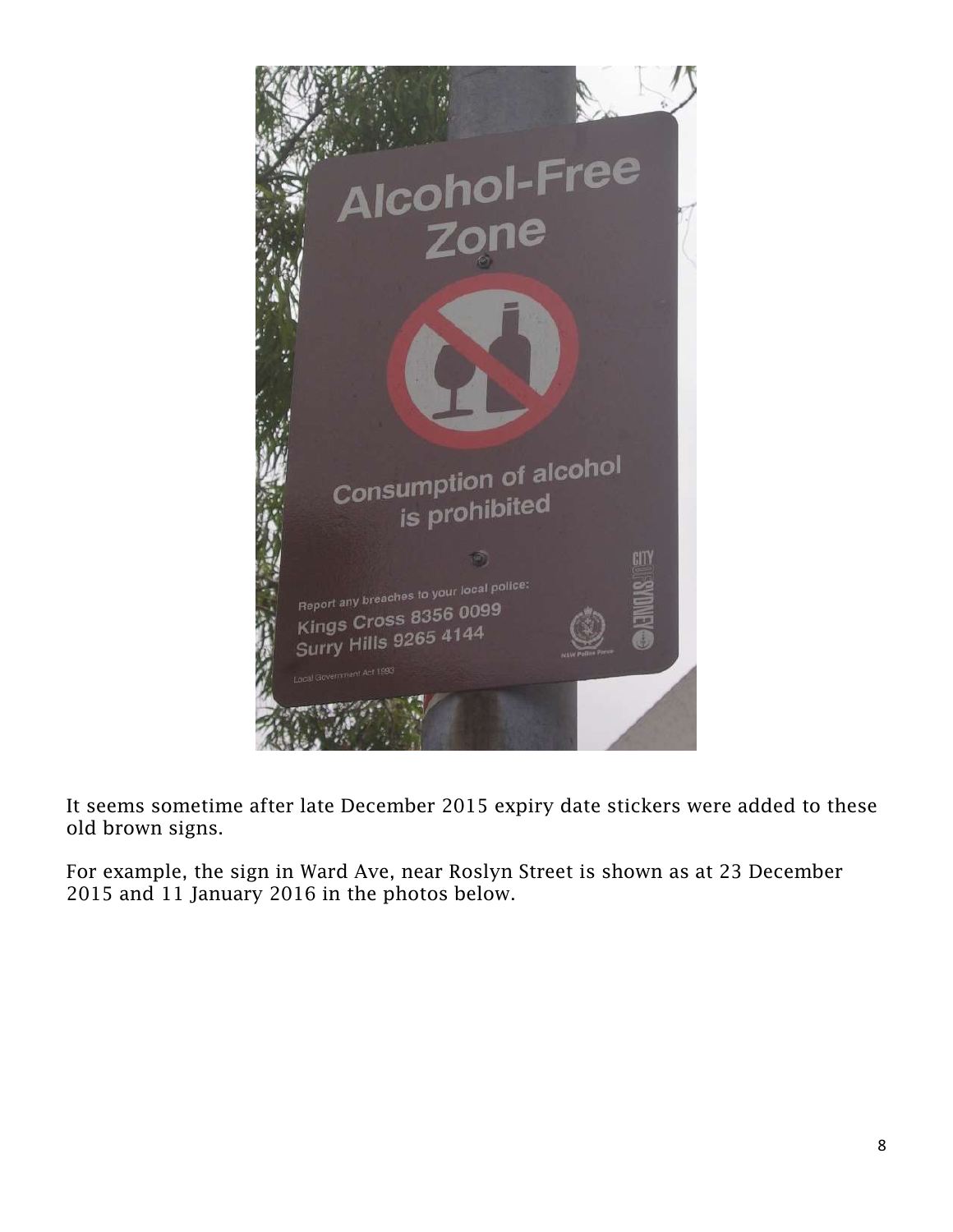It seems sometime after late December 2015 expiry date stickers were added to these old brown signs.

For example, the sign in Ward Ave, near Roslyn Street is shown as at 23 December 2015 and 11 January 2016 in the photos below.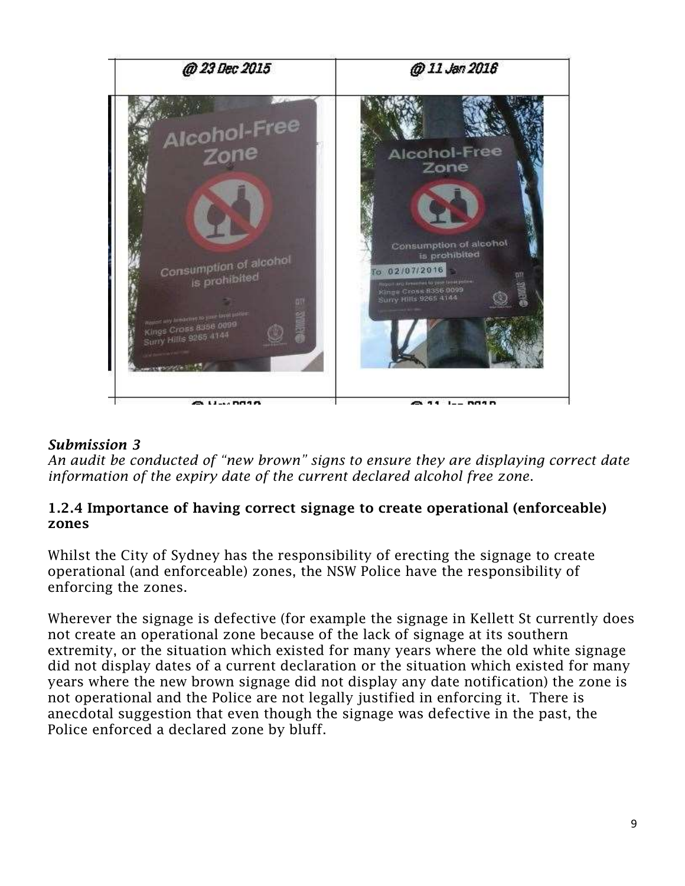| @ 23 Dec 2015 | @ 11 Jan 2016 |
|---|---|
| Alcohol-Free Zone<br>Consumption of alcohol is prohibited<br>Report any breaches to your local police:<br>Kings Cross 8356 0099<br>Surry Hills 9265 4144 | Alcohol-Free Zone<br>Consumption of alcohol is prohibited<br>To 02/07/2016<br>Report any breaches to your local police:<br>Kings Cross 8356 0099<br>Surry Hills 9265 4144 |

***Submission 3***
*An audit be conducted of "new brown" signs to ensure they are displaying correct date information of the expiry date of the current declared alcohol free zone.*

**1.2.4 Importance of having correct signage to create operational (enforceable) zones**

Whilst the City of Sydney has the responsibility of erecting the signage to create operational (and enforceable) zones, the NSW Police have the responsibility of enforcing the zones.

Wherever the signage is defective (for example the signage in Kellett St currently does not create an operational zone because of the lack of signage at its southern extremity, or the situation which existed for many years where the old white signage did not display dates of a current declaration or the situation which existed for many years where the new brown signage did not display any date notification) the zone is not operational and the Police are not legally justified in enforcing it. There is anecdotal suggestion that even though the signage was defective in the past, the Police enforced a declared zone by bluff.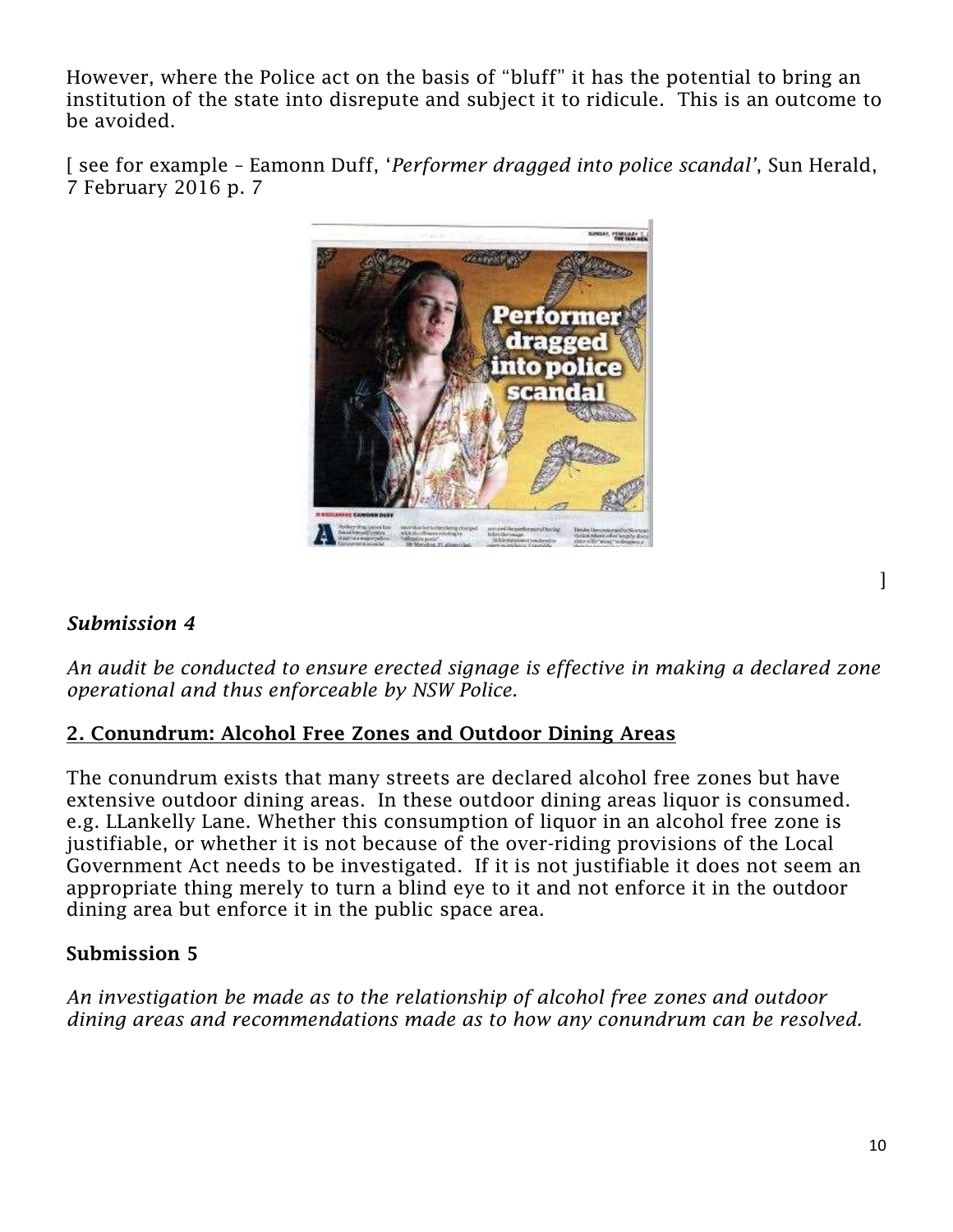However, where the Police act on the basis of "bluff" it has the potential to bring an institution of the state into disrepute and subject it to ridicule. This is an outcome to be avoided.

[ see for example – Eamonn Duff, '*Performer dragged into police scandal*', Sun Herald, 7 February 2016 p. 7

]

***Submission 4***

*An audit be conducted to ensure erected signage is effective in making a declared zone operational and thus enforceable by NSW Police.*

## 2. Conundrum: Alcohol Free Zones and Outdoor Dining Areas

The conundrum exists that many streets are declared alcohol free zones but have extensive outdoor dining areas. In these outdoor dining areas liquor is consumed. e.g. LLankelly Lane. Whether this consumption of liquor in an alcohol free zone is justifiable, or whether it is not because of the over-riding provisions of the Local Government Act needs to be investigated. If it is not justifiable it does not seem an appropriate thing merely to turn a blind eye to it and not enforce it in the outdoor dining area but enforce it in the public space area.

**Submission 5**

*An investigation be made as to the relationship of alcohol free zones and outdoor dining areas and recommendations made as to how any conundrum can be resolved.*